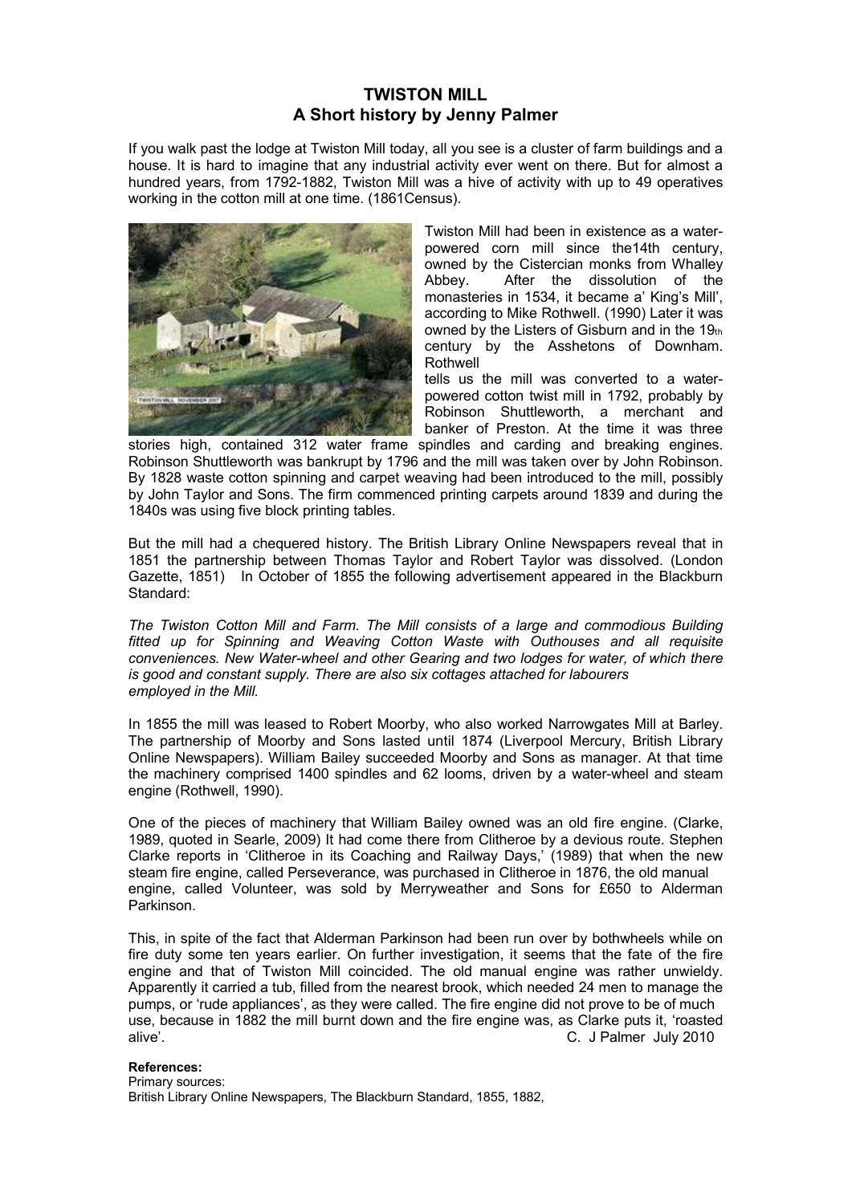# TWISTON MILL
## A Short history by Jenny Palmer

If you walk past the lodge at Twiston Mill today, all you see is a cluster of farm buildings and a house. It is hard to imagine that any industrial activity ever went on there. But for almost a hundred years, from 1792-1882, Twiston Mill was a hive of activity with up to 49 operatives working in the cotton mill at one time. (1861Census).

Twiston Mill had been in existence as a water-powered corn mill since the14th century, owned by the Cistercian monks from Whalley Abbey. After the dissolution of the monasteries in 1534, it became a' King's Mill', according to Mike Rothwell. (1990) Later it was owned by the Listers of Gisburn and in the 19th century by the Asshetons of Downham. Rothwell tells us the mill was converted to a water-powered cotton twist mill in 1792, probably by Robinson Shuttleworth, a merchant and banker of Preston. At the time it was three stories high, contained 312 water frame spindles and carding and breaking engines. Robinson Shuttleworth was bankrupt by 1796 and the mill was taken over by John Robinson. By 1828 waste cotton spinning and carpet weaving had been introduced to the mill, possibly by John Taylor and Sons. The firm commenced printing carpets around 1839 and during the 1840s was using five block printing tables.

But the mill had a chequered history. The British Library Online Newspapers reveal that in 1851 the partnership between Thomas Taylor and Robert Taylor was dissolved. (London Gazette, 1851) In October of 1855 the following advertisement appeared in the Blackburn Standard:

*The Twiston Cotton Mill and Farm. The Mill consists of a large and commodious Building fitted up for Spinning and Weaving Cotton Waste with Outhouses and all requisite conveniences. New Water-wheel and other Gearing and two lodges for water, of which there is good and constant supply. There are also six cottages attached for labourers employed in the Mill.*

In 1855 the mill was leased to Robert Moorby, who also worked Narrowgates Mill at Barley. The partnership of Moorby and Sons lasted until 1874 (Liverpool Mercury, British Library Online Newspapers). William Bailey succeeded Moorby and Sons as manager. At that time the machinery comprised 1400 spindles and 62 looms, driven by a water-wheel and steam engine (Rothwell, 1990).

One of the pieces of machinery that William Bailey owned was an old fire engine. (Clarke, 1989, quoted in Searle, 2009) It had come there from Clitheroe by a devious route. Stephen Clarke reports in 'Clitheroe in its Coaching and Railway Days,' (1989) that when the new steam fire engine, called Perseverance, was purchased in Clitheroe in 1876, the old manual engine, called Volunteer, was sold by Merryweather and Sons for £650 to Alderman Parkinson.

This, in spite of the fact that Alderman Parkinson had been run over by bothwheels while on fire duty some ten years earlier. On further investigation, it seems that the fate of the fire engine and that of Twiston Mill coincided. The old manual engine was rather unwieldy. Apparently it carried a tub, filled from the nearest brook, which needed 24 men to manage the pumps, or 'rude appliances', as they were called. The fire engine did not prove to be of much use, because in 1882 the mill burnt down and the fire engine was, as Clarke puts it, 'roasted alive'.

C. J Palmer July 2010

**References:**

Primary sources:

British Library Online Newspapers, The Blackburn Standard, 1855, 1882,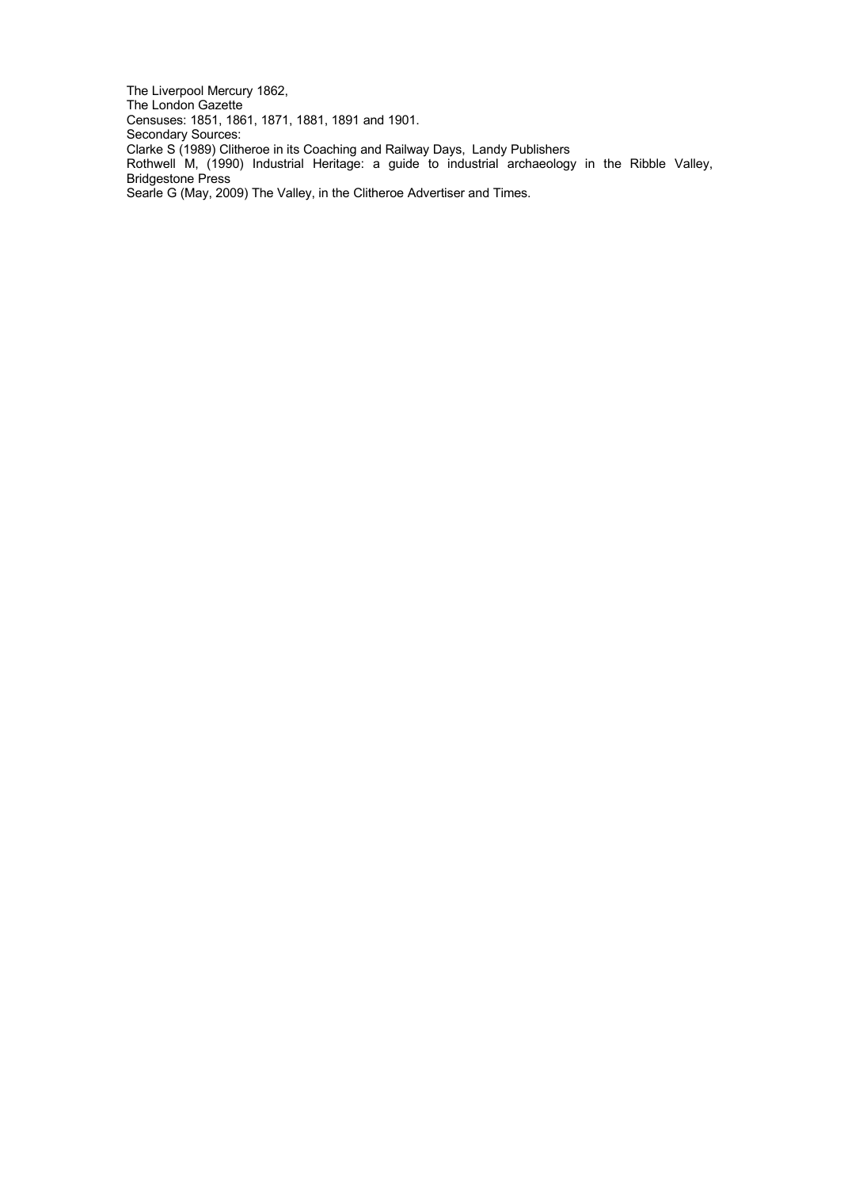The Liverpool Mercury 1862,
The London Gazette
Censuses: 1851, 1861, 1871, 1881, 1891 and 1901.
Secondary Sources:
Clarke S (1989) Clitheroe in its Coaching and Railway Days, Landy Publishers
Rothwell M, (1990) Industrial Heritage: a guide to industrial archaeology in the Ribble Valley, Bridgestone Press
Searle G (May, 2009) The Valley, in the Clitheroe Advertiser and Times.